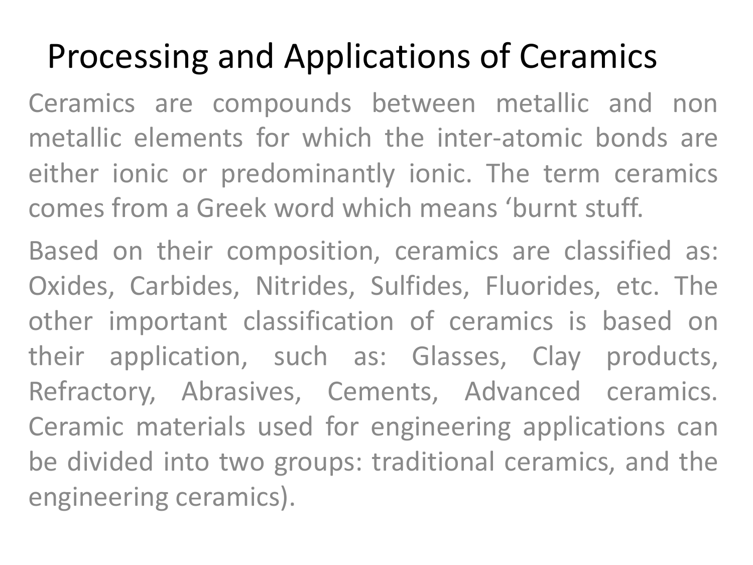# Processing and Applications of Ceramics

Ceramics are compounds between metallic and non metallic elements for which the inter-atomic bonds are either ionic or predominantly ionic. The term ceramics comes from a Greek word which means ‘burnt stuff.

Based on their composition, ceramics are classified as: Oxides, Carbides, Nitrides, Sulfides, Fluorides, etc. The other important classification of ceramics is based on their application, such as: Glasses, Clay products, Refractory, Abrasives, Cements, Advanced ceramics. Ceramic materials used for engineering applications can be divided into two groups: traditional ceramics, and the engineering ceramics).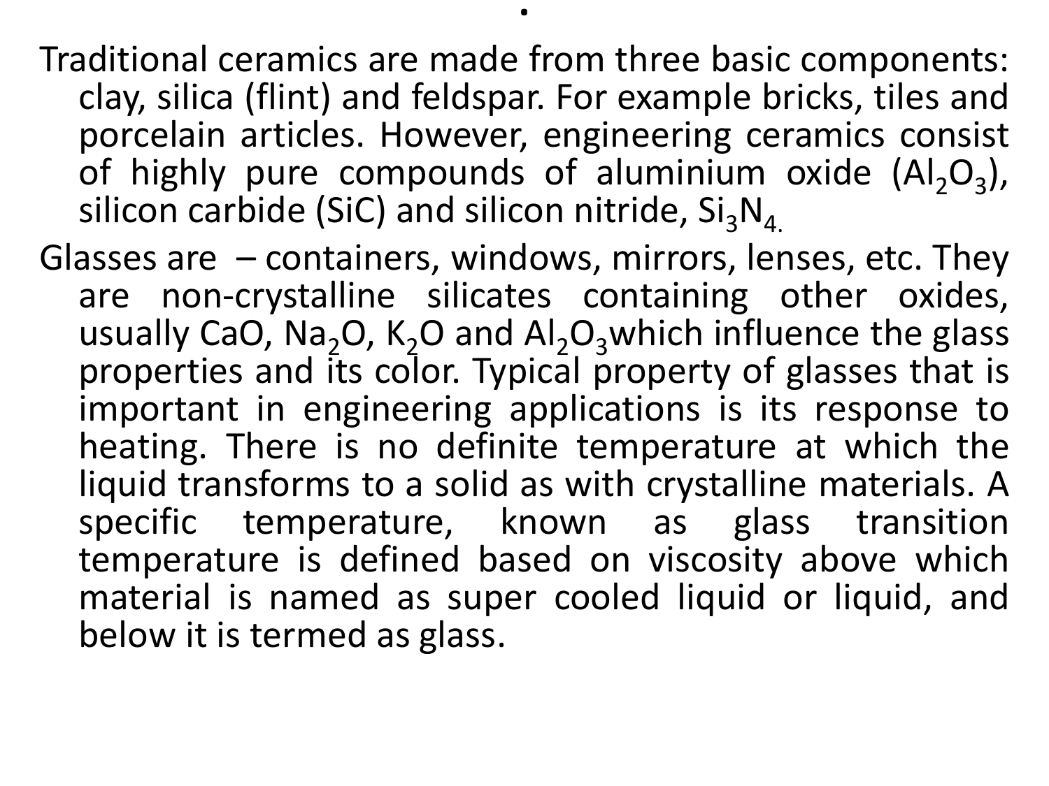Traditional ceramics are made from three basic components: clay, silica (flint) and feldspar. For example bricks, tiles and porcelain articles. However, engineering ceramics consist of highly pure compounds of aluminium oxide ($Al_2O_3$), silicon carbide (SiC) and silicon nitride, $Si_3N_4$.

Glasses are – containers, windows, mirrors, lenses, etc. They are non-crystalline silicates containing other oxides, usually CaO, $Na_2O$, $K_2O$ and $Al_2O_3$which influence the glass properties and its color. Typical property of glasses that is important in engineering applications is its response to heating. There is no definite temperature at which the liquid transforms to a solid as with crystalline materials. A specific temperature, known as glass transition temperature is defined based on viscosity above which material is named as super cooled liquid or liquid, and below it is termed as glass.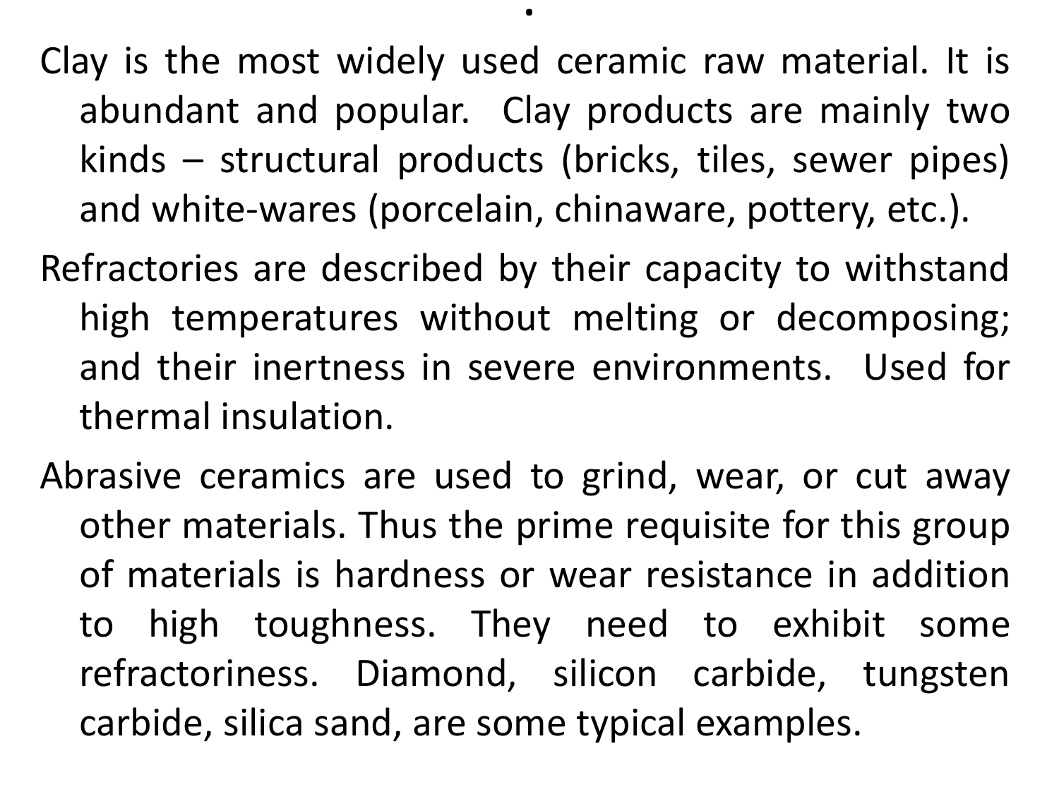Clay is the most widely used ceramic raw material. It is abundant and popular. Clay products are mainly two kinds – structural products (bricks, tiles, sewer pipes) and white-wares (porcelain, chinaware, pottery, etc.).

Refractories are described by their capacity to withstand high temperatures without melting or decomposing; and their inertness in severe environments. Used for thermal insulation.

Abrasive ceramics are used to grind, wear, or cut away other materials. Thus the prime requisite for this group of materials is hardness or wear resistance in addition to high toughness. They need to exhibit some refractoriness. Diamond, silicon carbide, tungsten carbide, silica sand, are some typical examples.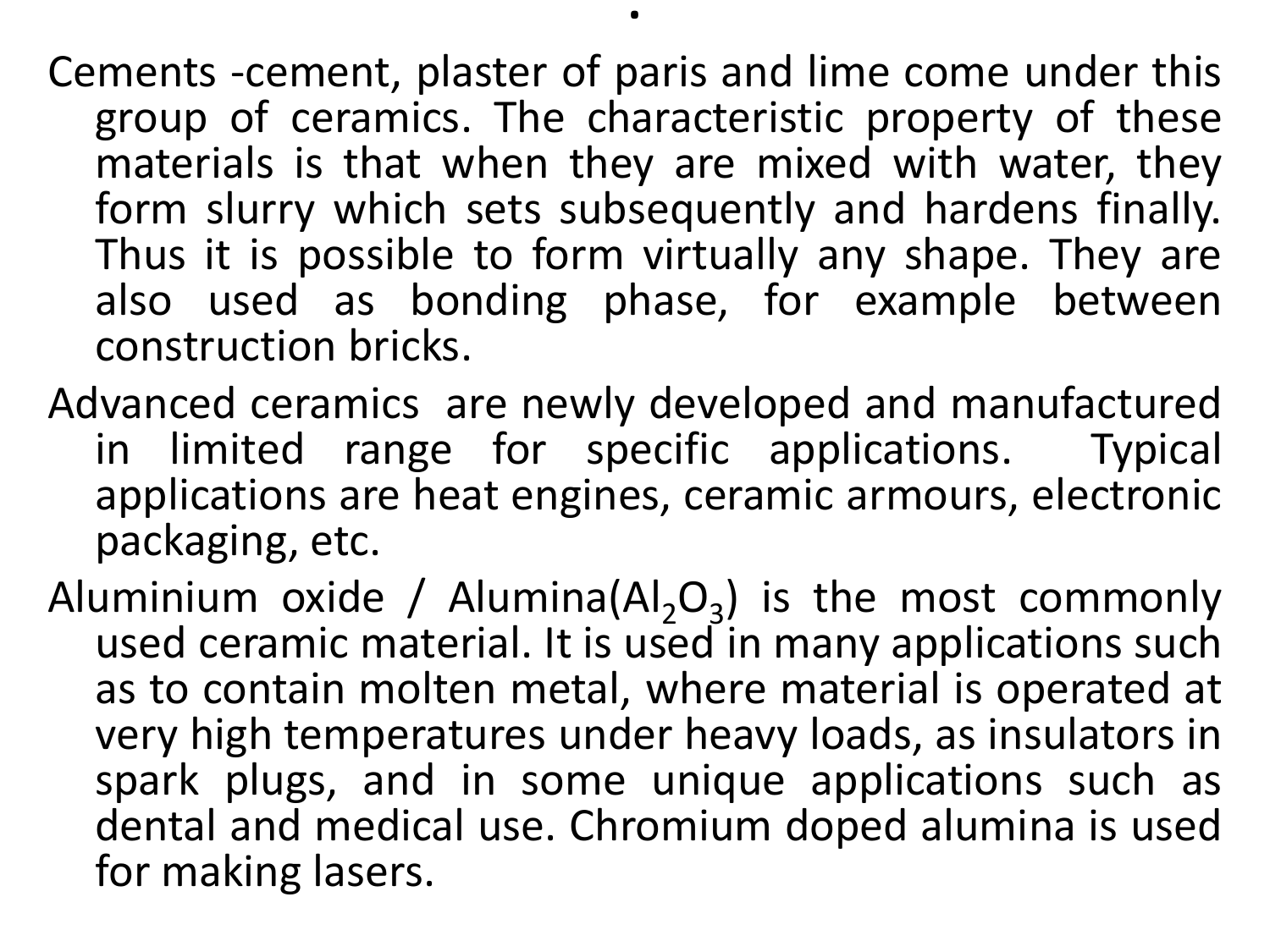Cements -cement, plaster of paris and lime come under this group of ceramics. The characteristic property of these materials is that when they are mixed with water, they form slurry which sets subsequently and hardens finally. Thus it is possible to form virtually any shape. They are also used as bonding phase, for example between construction bricks.

Advanced ceramics are newly developed and manufactured in limited range for specific applications. Typical applications are heat engines, ceramic armours, electronic packaging, etc.

Aluminium oxide / Alumina($Al_2O_3$) is the most commonly used ceramic material. It is used in many applications such as to contain molten metal, where material is operated at very high temperatures under heavy loads, as insulators in spark plugs, and in some unique applications such as dental and medical use. Chromium doped alumina is used for making lasers.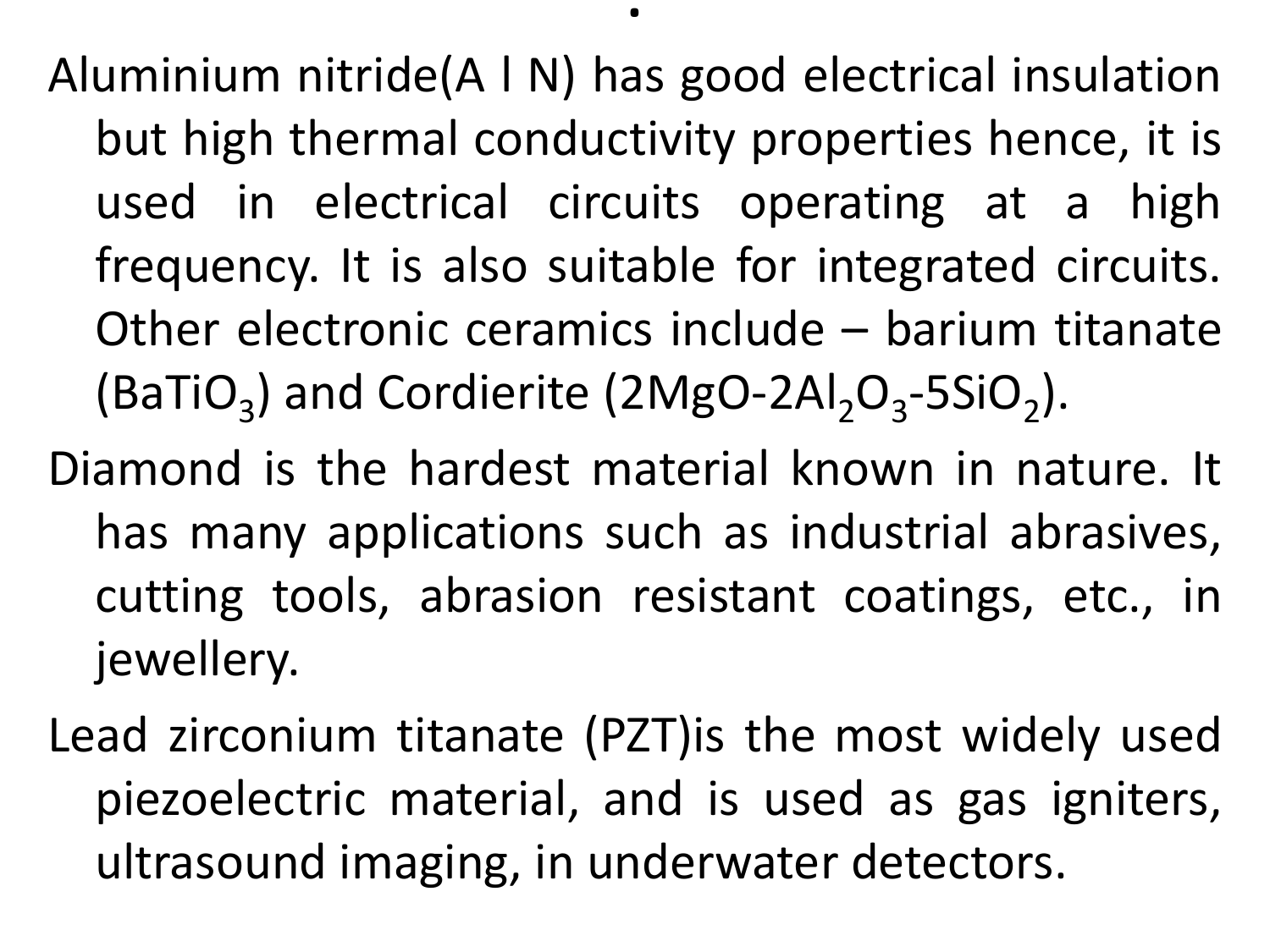.

Aluminium nitride(A l N) has good electrical insulation but high thermal conductivity properties hence, it is used in electrical circuits operating at a high frequency. It is also suitable for integrated circuits. Other electronic ceramics include – barium titanate ($BaTiO_3$) and Cordierite ($2MgO$-$2Al_2O_3$-$5SiO_2$).

Diamond is the hardest material known in nature. It has many applications such as industrial abrasives, cutting tools, abrasion resistant coatings, etc., in jewellery.

Lead zirconium titanate (PZT)is the most widely used piezoelectric material, and is used as gas igniters, ultrasound imaging, in underwater detectors.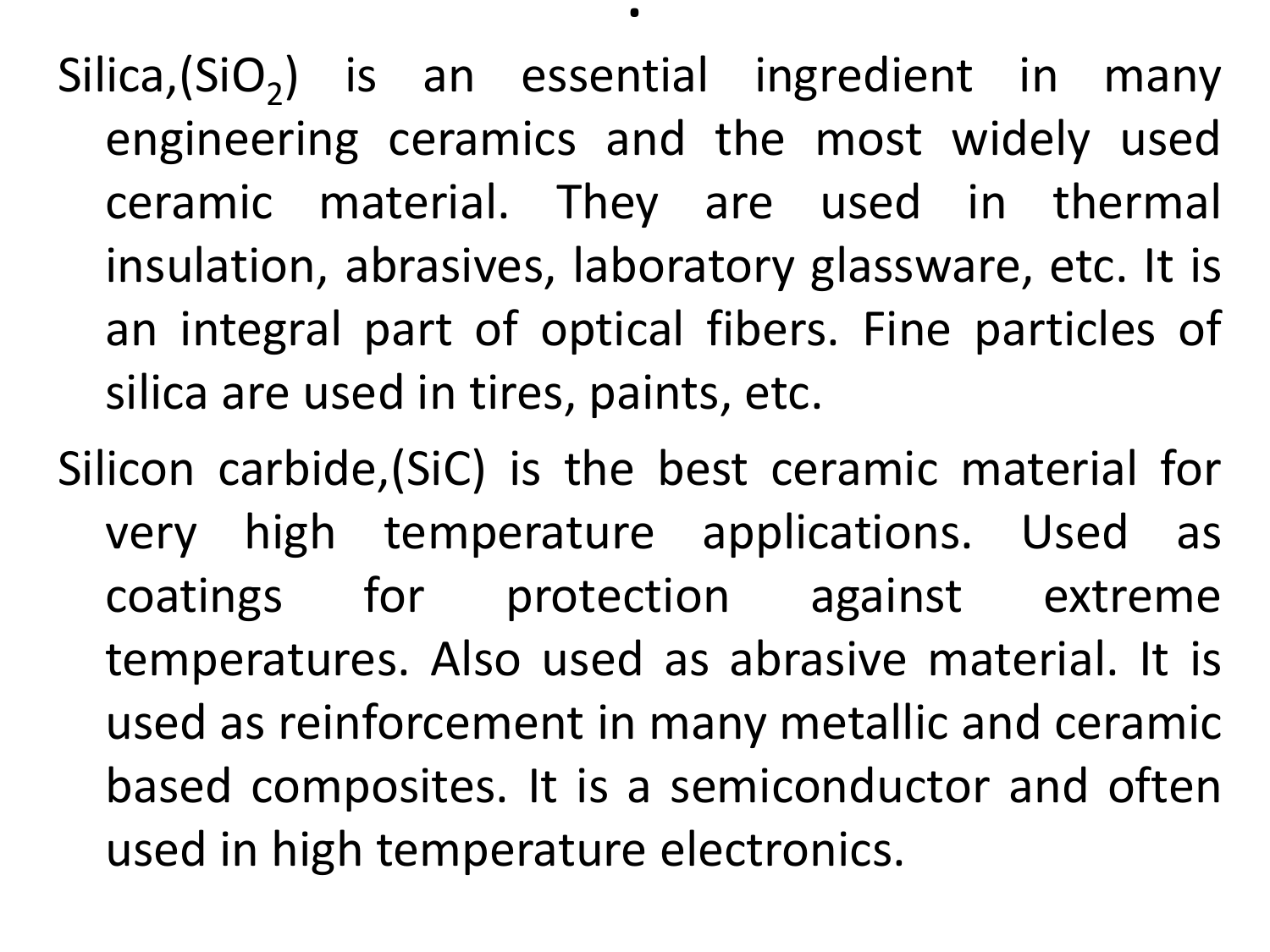Silica,($SiO_2$) is an essential ingredient in many engineering ceramics and the most widely used ceramic material. They are used in thermal insulation, abrasives, laboratory glassware, etc. It is an integral part of optical fibers. Fine particles of silica are used in tires, paints, etc.

Silicon carbide,(SiC) is the best ceramic material for very high temperature applications. Used as coatings for protection against extreme temperatures. Also used as abrasive material. It is used as reinforcement in many metallic and ceramic based composites. It is a semiconductor and often used in high temperature electronics.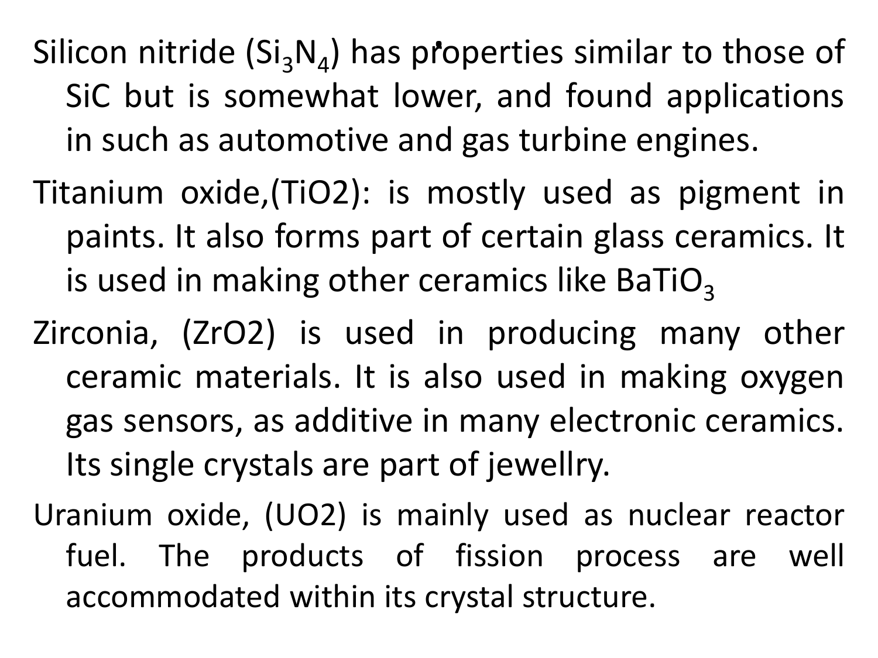Silicon nitride ($Si_3N_4$) has properties similar to those of SiC but is somewhat lower, and found applications in such as automotive and gas turbine engines.

Titanium oxide,($TiO_2$): is mostly used as pigment in paints. It also forms part of certain glass ceramics. It is used in making other ceramics like $BaTiO_3$

Zirconia, ($ZrO_2$) is used in producing many other ceramic materials. It is also used in making oxygen gas sensors, as additive in many electronic ceramics. Its single crystals are part of jewellry.

Uranium oxide, ($UO_2$) is mainly used as nuclear reactor fuel. The products of fission process are well accommodated within its crystal structure.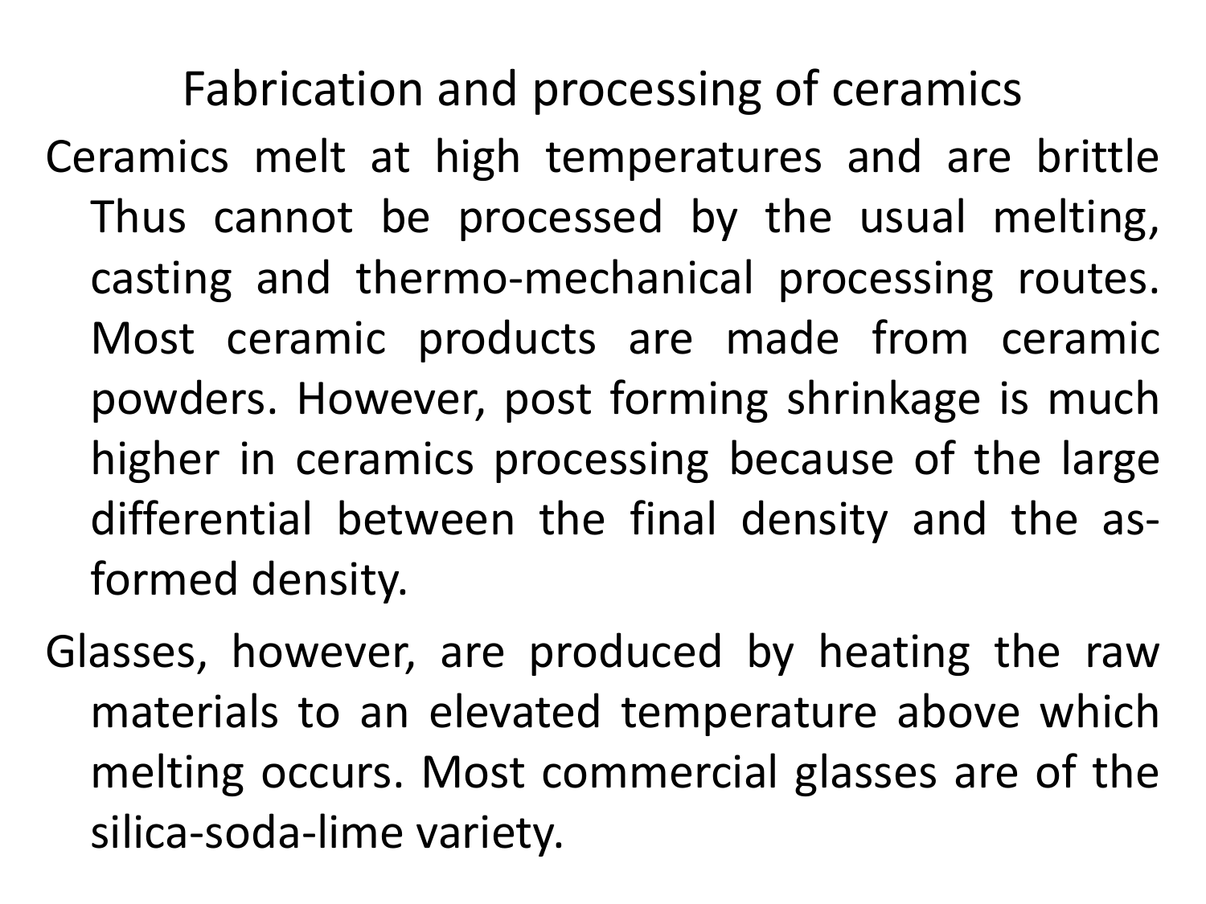# Fabrication and processing of ceramics

Ceramics melt at high temperatures and are brittle Thus cannot be processed by the usual melting, casting and thermo-mechanical processing routes. Most ceramic products are made from ceramic powders. However, post forming shrinkage is much higher in ceramics processing because of the large differential between the final density and the as-formed density.

Glasses, however, are produced by heating the raw materials to an elevated temperature above which melting occurs. Most commercial glasses are of the silica-soda-lime variety.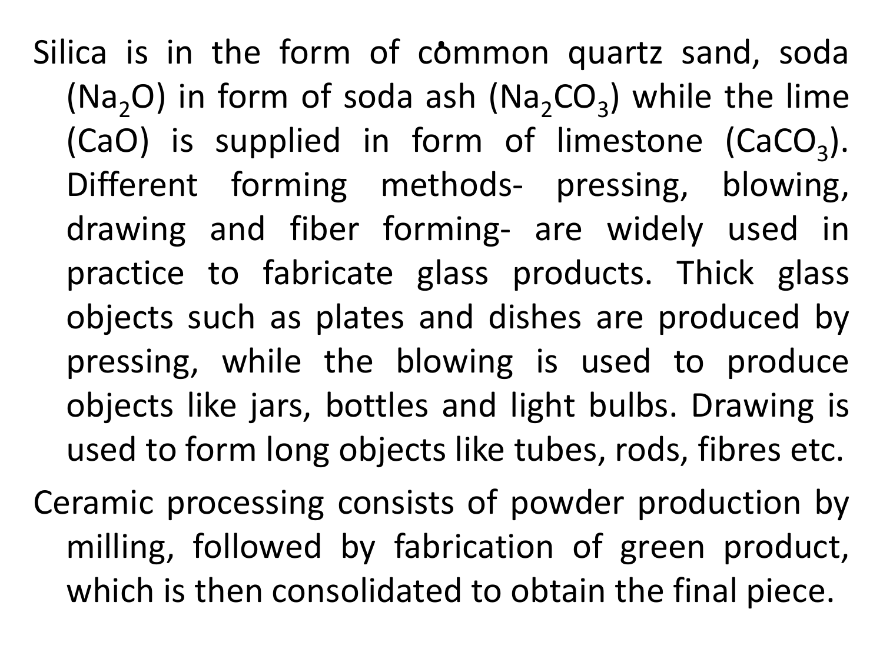- Silica is in the form of common quartz sand, soda ($Na_2O$) in form of soda ash ($Na_2CO_3$) while the lime ($CaO$) is supplied in form of limestone ($CaCO_3$). Different forming methods- pressing, blowing, drawing and fiber forming- are widely used in practice to fabricate glass products. Thick glass objects such as plates and dishes are produced by pressing, while the blowing is used to produce objects like jars, bottles and light bulbs. Drawing is used to form long objects like tubes, rods, fibres etc.
- Ceramic processing consists of powder production by milling, followed by fabrication of green product, which is then consolidated to obtain the final piece.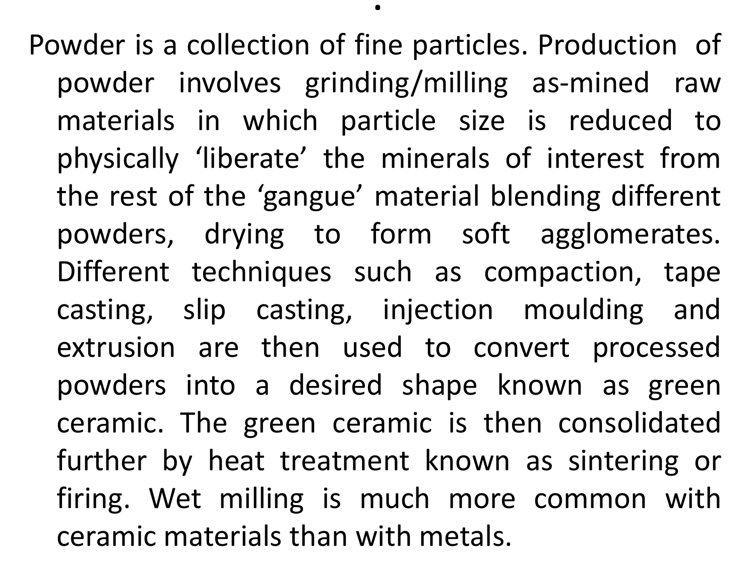Powder is a collection of fine particles. Production of powder involves grinding/milling as-mined raw materials in which particle size is reduced to physically 'liberate' the minerals of interest from the rest of the 'gangue' material blending different powders, drying to form soft agglomerates. Different techniques such as compaction, tape casting, slip casting, injection moulding and extrusion are then used to convert processed powders into a desired shape known as green ceramic. The green ceramic is then consolidated further by heat treatment known as sintering or firing. Wet milling is much more common with ceramic materials than with metals.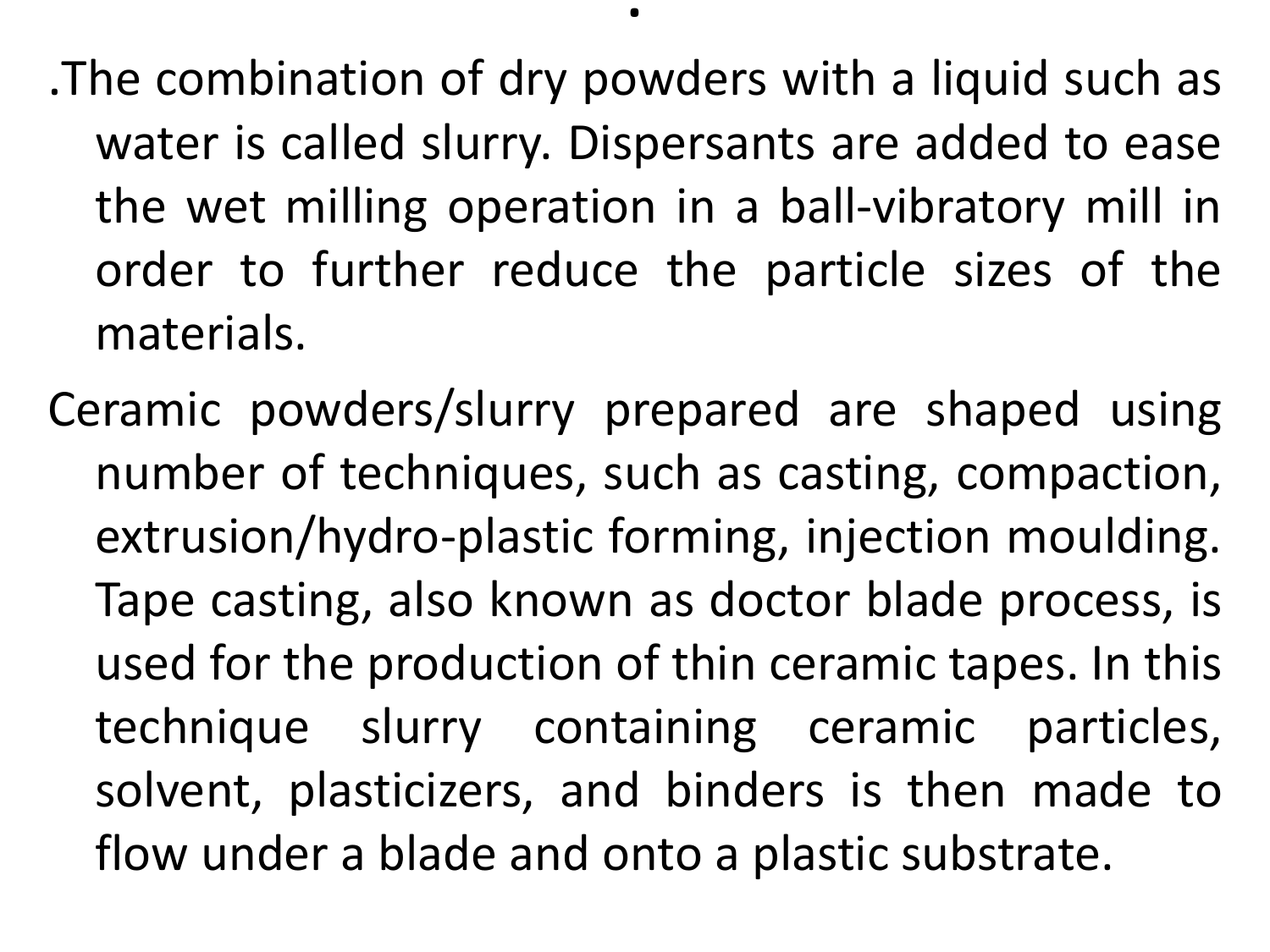.The combination of dry powders with a liquid such as water is called slurry. Dispersants are added to ease the wet milling operation in a ball-vibratory mill in order to further reduce the particle sizes of the materials.

Ceramic powders/slurry prepared are shaped using number of techniques, such as casting, compaction, extrusion/hydro-plastic forming, injection moulding. Tape casting, also known as doctor blade process, is used for the production of thin ceramic tapes. In this technique slurry containing ceramic particles, solvent, plasticizers, and binders is then made to flow under a blade and onto a plastic substrate.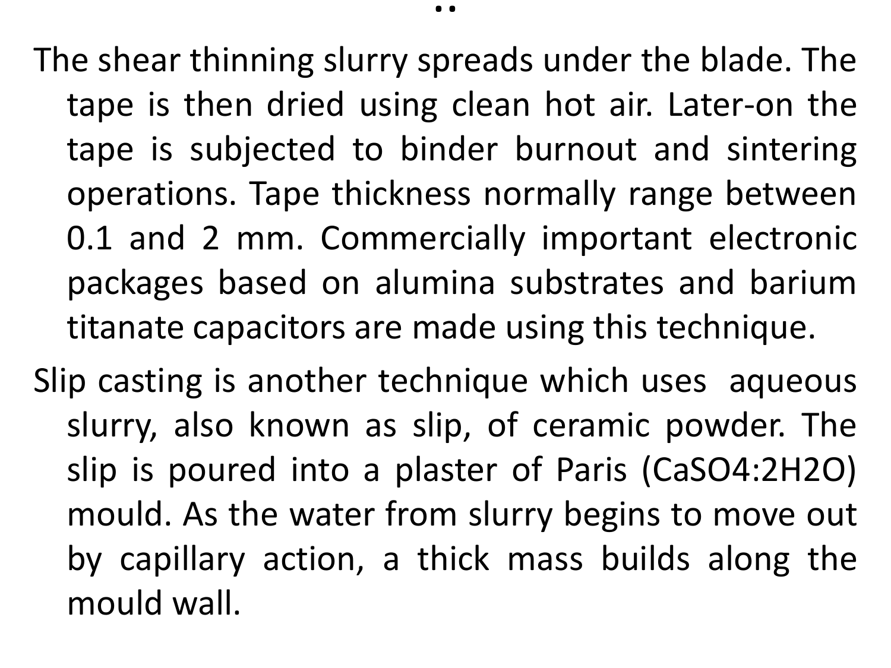..

The shear thinning slurry spreads under the blade. The tape is then dried using clean hot air. Later-on the tape is subjected to binder burnout and sintering operations. Tape thickness normally range between 0.1 and 2 mm. Commercially important electronic packages based on alumina substrates and barium titanate capacitors are made using this technique.

Slip casting is another technique which uses aqueous slurry, also known as slip, of ceramic powder. The slip is poured into a plaster of Paris ($CaSO_4{:}2H_2O$) mould. As the water from slurry begins to move out by capillary action, a thick mass builds along the mould wall.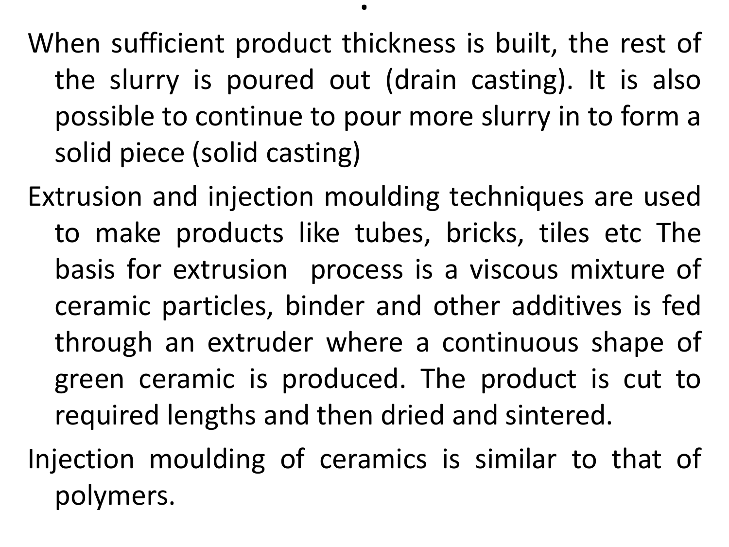When sufficient product thickness is built, the rest of the slurry is poured out (drain casting). It is also possible to continue to pour more slurry in to form a solid piece (solid casting)

Extrusion and injection moulding techniques are used to make products like tubes, bricks, tiles etc The basis for extrusion process is a viscous mixture of ceramic particles, binder and other additives is fed through an extruder where a continuous shape of green ceramic is produced. The product is cut to required lengths and then dried and sintered.

Injection moulding of ceramics is similar to that of polymers.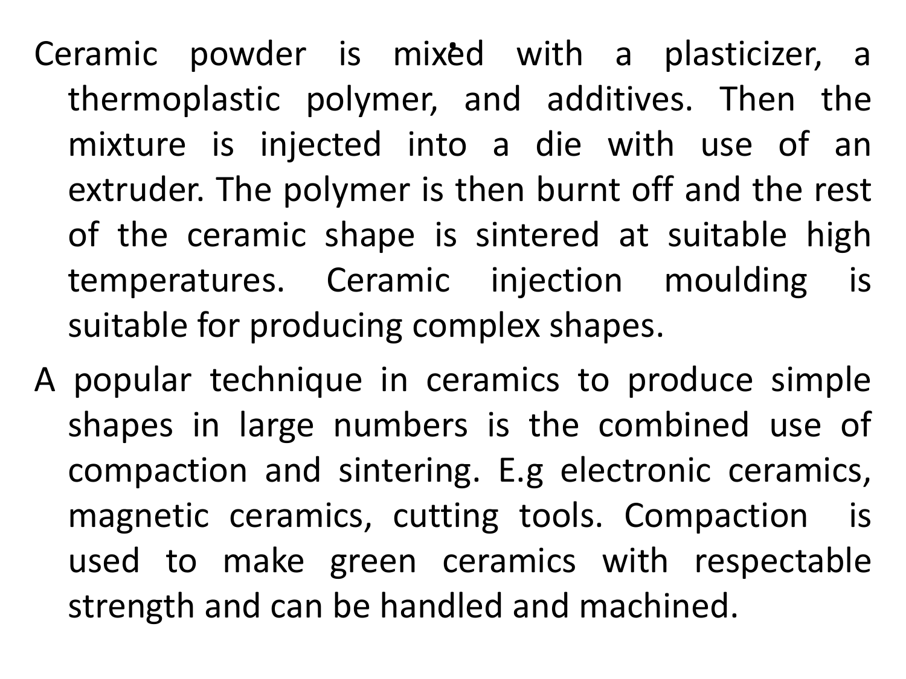Ceramic powder is mixed with a plasticizer, a thermoplastic polymer, and additives. Then the mixture is injected into a die with use of an extruder. The polymer is then burnt off and the rest of the ceramic shape is sintered at suitable high temperatures. Ceramic injection moulding is suitable for producing complex shapes.

A popular technique in ceramics to produce simple shapes in large numbers is the combined use of compaction and sintering. E.g electronic ceramics, magnetic ceramics, cutting tools. Compaction is used to make green ceramics with respectable strength and can be handled and machined.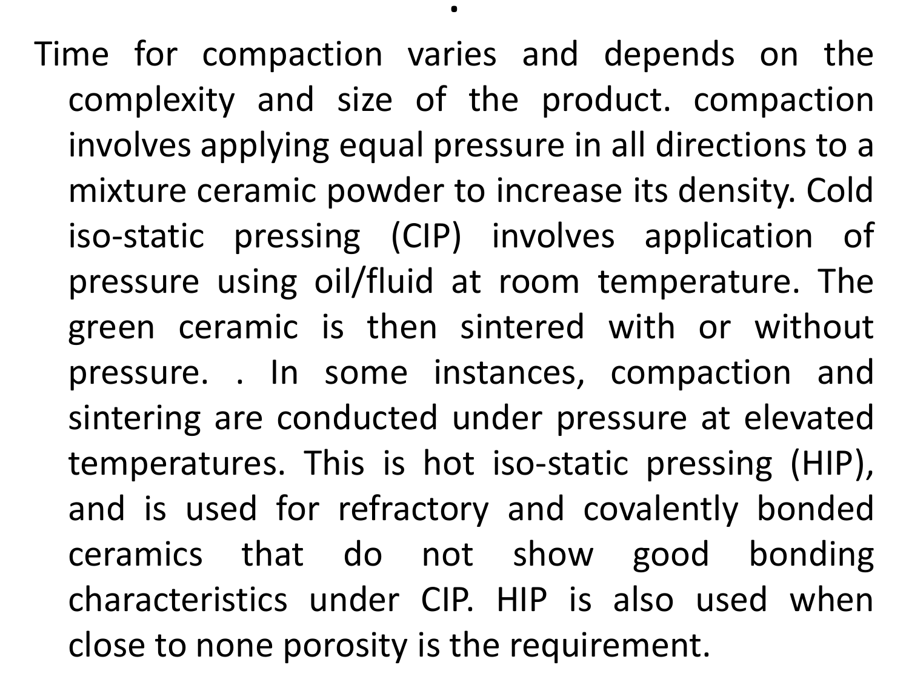.

Time for compaction varies and depends on the complexity and size of the product. compaction involves applying equal pressure in all directions to a mixture ceramic powder to increase its density. Cold iso-static pressing (CIP) involves application of pressure using oil/fluid at room temperature. The green ceramic is then sintered with or without pressure. . In some instances, compaction and sintering are conducted under pressure at elevated temperatures. This is hot iso-static pressing (HIP), and is used for refractory and covalently bonded ceramics that do not show good bonding characteristics under CIP. HIP is also used when close to none porosity is the requirement.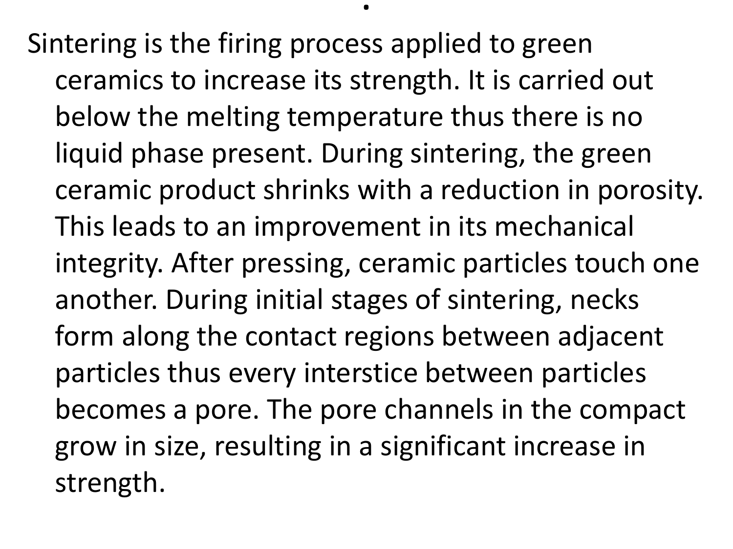Sintering is the firing process applied to green ceramics to increase its strength. It is carried out below the melting temperature thus there is no liquid phase present. During sintering, the green ceramic product shrinks with a reduction in porosity. This leads to an improvement in its mechanical integrity. After pressing, ceramic particles touch one another. During initial stages of sintering, necks form along the contact regions between adjacent particles thus every interstice between particles becomes a pore. The pore channels in the compact grow in size, resulting in a significant increase in strength.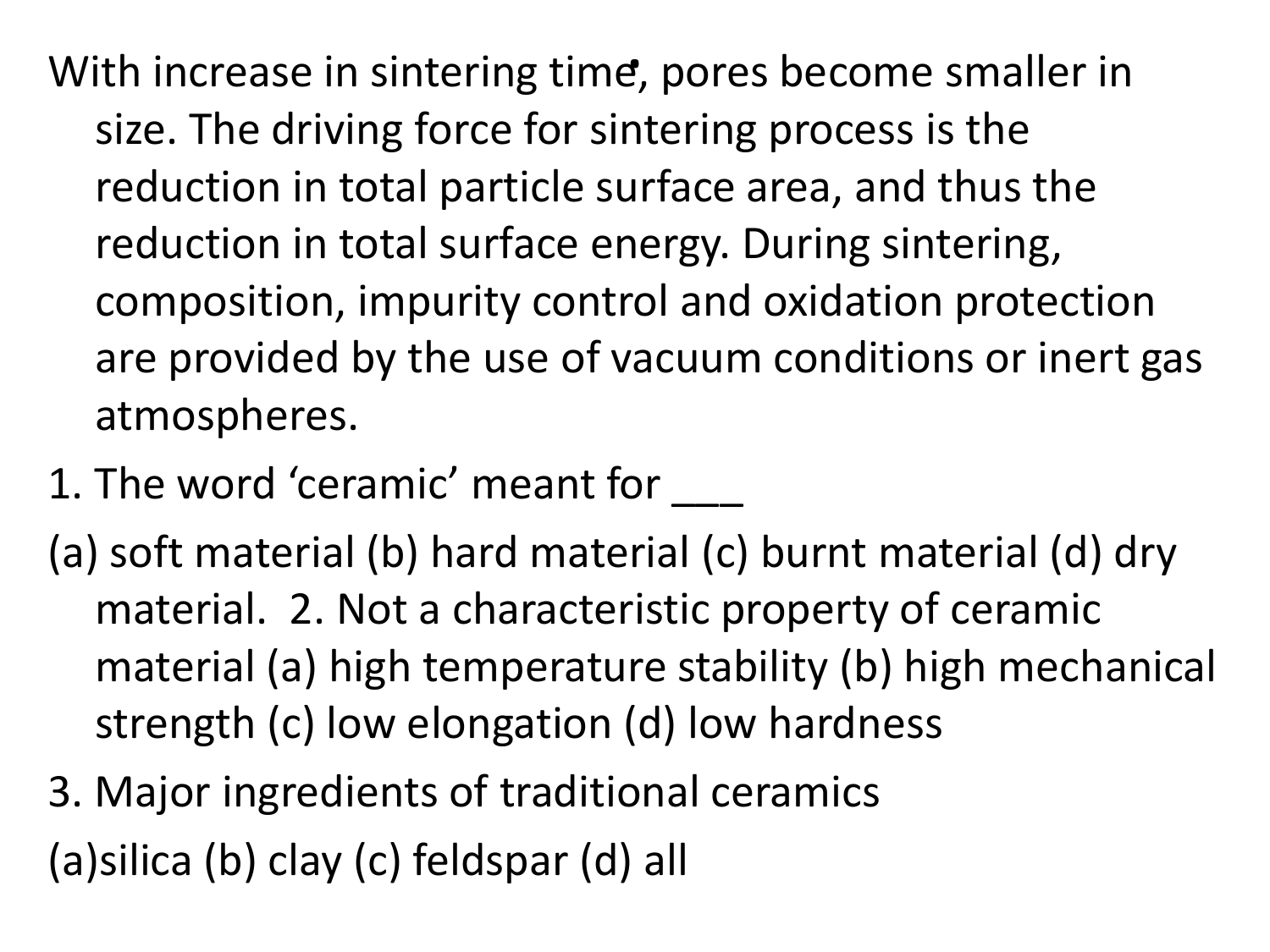With increase in sintering time, pores become smaller in size. The driving force for sintering process is the reduction in total particle surface area, and thus the reduction in total surface energy. During sintering, composition, impurity control and oxidation protection are provided by the use of vacuum conditions or inert gas atmospheres.

1. The word 'ceramic' meant for ___

(a) soft material (b) hard material (c) burnt material (d) dry material. 2. Not a characteristic property of ceramic material (a) high temperature stability (b) high mechanical strength (c) low elongation (d) low hardness

3. Major ingredients of traditional ceramics

(a)silica (b) clay (c) feldspar (d) all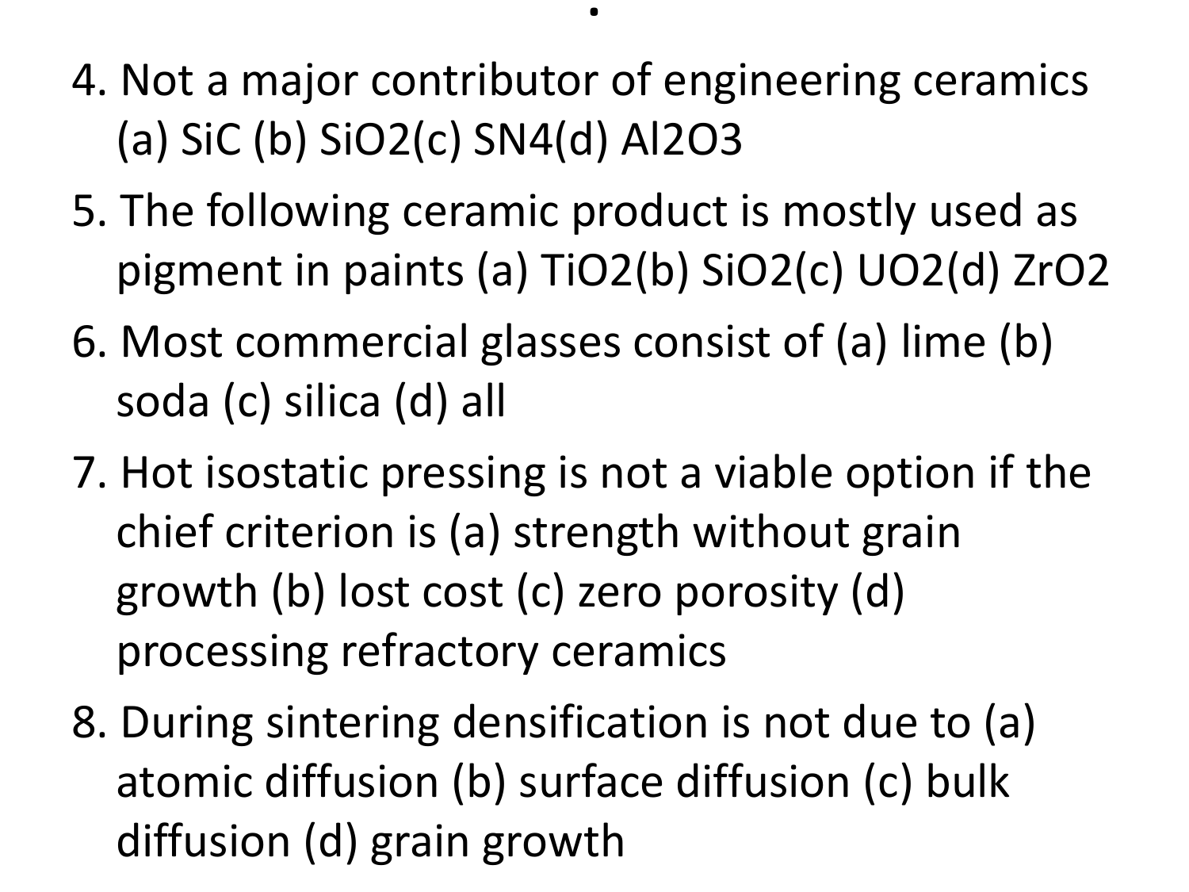4. Not a major contributor of engineering ceramics (a) SiC (b) $SiO_2$ (c) $SN_4$ (d) $Al_2O_3$
5. The following ceramic product is mostly used as pigment in paints (a) $TiO_2$ (b) $SiO_2$ (c) $UO_2$ (d) $ZrO_2$
6. Most commercial glasses consist of (a) lime (b) soda (c) silica (d) all
7. Hot isostatic pressing is not a viable option if the chief criterion is (a) strength without grain growth (b) lost cost (c) zero porosity (d) processing refractory ceramics
8. During sintering densification is not due to (a) atomic diffusion (b) surface diffusion (c) bulk diffusion (d) grain growth